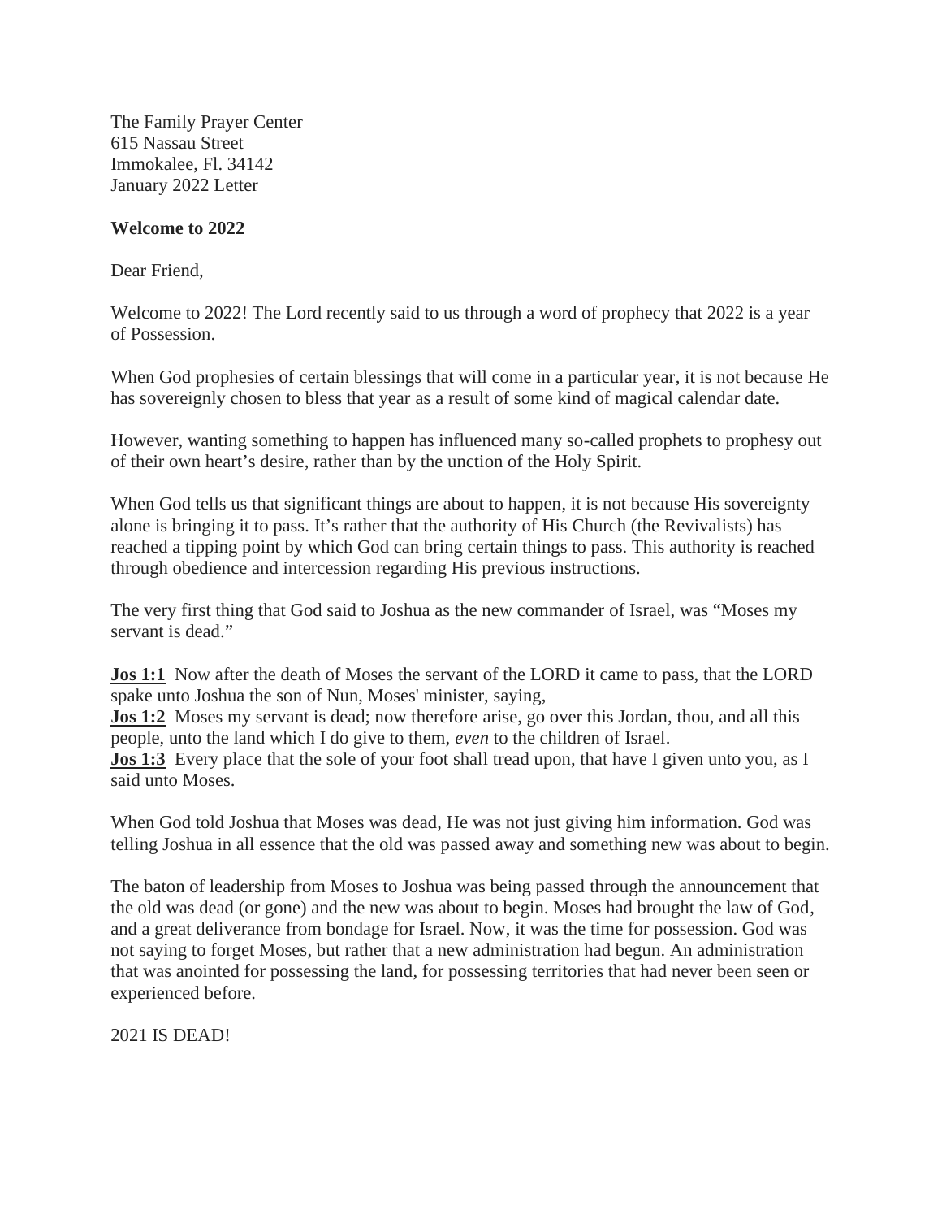The Family Prayer Center
615 Nassau Street
Immokalee, Fl. 34142
January 2022 Letter

**Welcome to 2022**

Dear Friend,

Welcome to 2022! The Lord recently said to us through a word of prophecy that 2022 is a year of Possession.

When God prophesies of certain blessings that will come in a particular year, it is not because He has sovereignly chosen to bless that year as a result of some kind of magical calendar date.

However, wanting something to happen has influenced many so-called prophets to prophesy out of their own heart's desire, rather than by the unction of the Holy Spirit.

When God tells us that significant things are about to happen, it is not because His sovereignty alone is bringing it to pass. It's rather that the authority of His Church (the Revivalists) has reached a tipping point by which God can bring certain things to pass. This authority is reached through obedience and intercession regarding His previous instructions.

The very first thing that God said to Joshua as the new commander of Israel, was "Moses my servant is dead."

**Jos 1:1** Now after the death of Moses the servant of the LORD it came to pass, that the LORD spake unto Joshua the son of Nun, Moses' minister, saying,
**Jos 1:2** Moses my servant is dead; now therefore arise, go over this Jordan, thou, and all this people, unto the land which I do give to them, *even* to the children of Israel.
**Jos 1:3** Every place that the sole of your foot shall tread upon, that have I given unto you, as I said unto Moses.

When God told Joshua that Moses was dead, He was not just giving him information. God was telling Joshua in all essence that the old was passed away and something new was about to begin.

The baton of leadership from Moses to Joshua was being passed through the announcement that the old was dead (or gone) and the new was about to begin. Moses had brought the law of God, and a great deliverance from bondage for Israel. Now, it was the time for possession. God was not saying to forget Moses, but rather that a new administration had begun. An administration that was anointed for possessing the land, for possessing territories that had never been seen or experienced before.

2021 IS DEAD!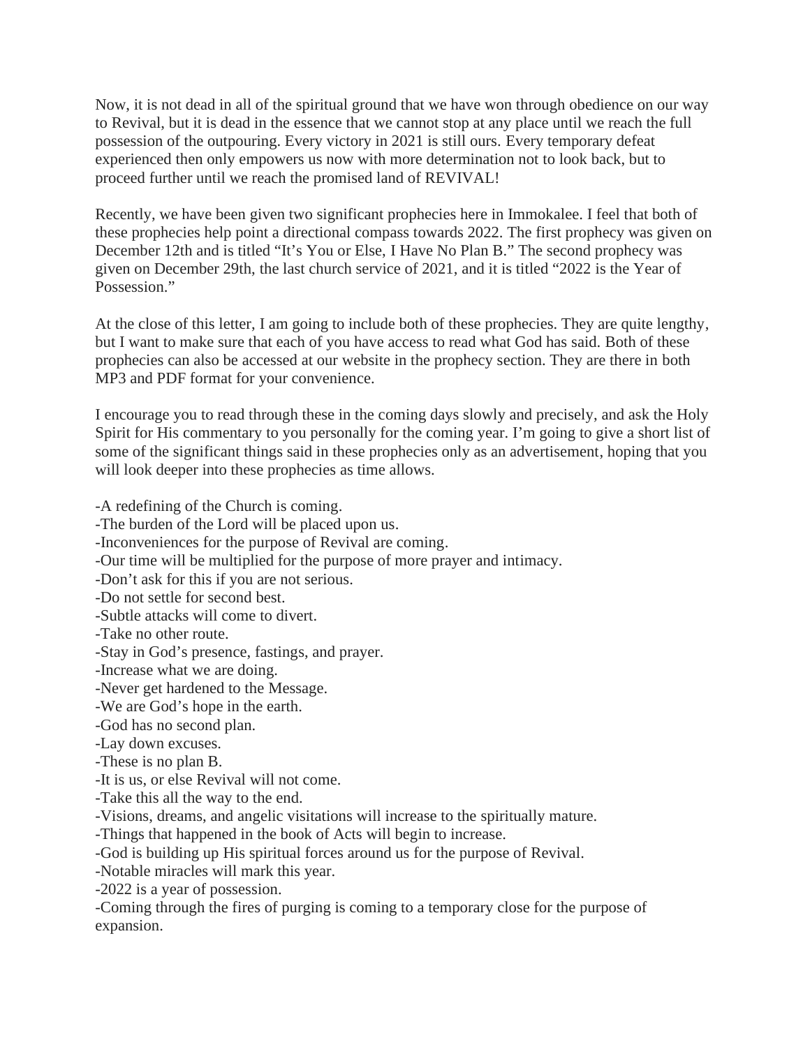Now, it is not dead in all of the spiritual ground that we have won through obedience on our way to Revival, but it is dead in the essence that we cannot stop at any place until we reach the full possession of the outpouring. Every victory in 2021 is still ours. Every temporary defeat experienced then only empowers us now with more determination not to look back, but to proceed further until we reach the promised land of REVIVAL!

Recently, we have been given two significant prophecies here in Immokalee. I feel that both of these prophecies help point a directional compass towards 2022. The first prophecy was given on December 12th and is titled "It's You or Else, I Have No Plan B." The second prophecy was given on December 29th, the last church service of 2021, and it is titled "2022 is the Year of Possession."

At the close of this letter, I am going to include both of these prophecies. They are quite lengthy, but I want to make sure that each of you have access to read what God has said. Both of these prophecies can also be accessed at our website in the prophecy section. They are there in both MP3 and PDF format for your convenience.

I encourage you to read through these in the coming days slowly and precisely, and ask the Holy Spirit for His commentary to you personally for the coming year. I'm going to give a short list of some of the significant things said in these prophecies only as an advertisement, hoping that you will look deeper into these prophecies as time allows.

-A redefining of the Church is coming.
-The burden of the Lord will be placed upon us.
-Inconveniences for the purpose of Revival are coming.
-Our time will be multiplied for the purpose of more prayer and intimacy.
-Don't ask for this if you are not serious.
-Do not settle for second best.
-Subtle attacks will come to divert.
-Take no other route.
-Stay in God's presence, fastings, and prayer.
-Increase what we are doing.
-Never get hardened to the Message.
-We are God's hope in the earth.
-God has no second plan.
-Lay down excuses.
-These is no plan B.
-It is us, or else Revival will not come.
-Take this all the way to the end.
-Visions, dreams, and angelic visitations will increase to the spiritually mature.
-Things that happened in the book of Acts will begin to increase.
-God is building up His spiritual forces around us for the purpose of Revival.
-Notable miracles will mark this year.
-2022 is a year of possession.
-Coming through the fires of purging is coming to a temporary close for the purpose of expansion.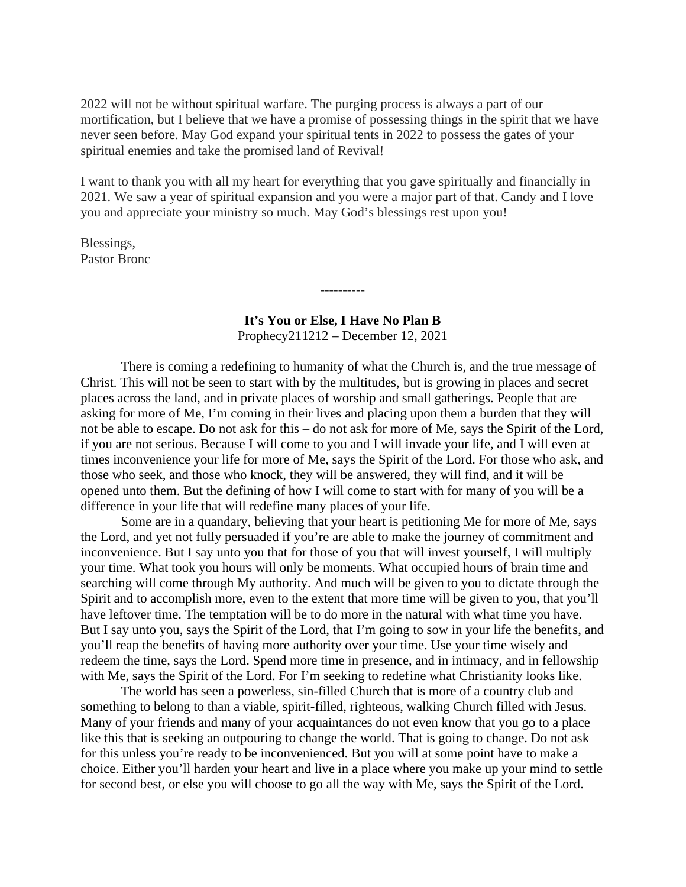2022 will not be without spiritual warfare. The purging process is always a part of our mortification, but I believe that we have a promise of possessing things in the spirit that we have never seen before. May God expand your spiritual tents in 2022 to possess the gates of your spiritual enemies and take the promised land of Revival!

I want to thank you with all my heart for everything that you gave spiritually and financially in 2021. We saw a year of spiritual expansion and you were a major part of that. Candy and I love you and appreciate your ministry so much. May God's blessings rest upon you!

Blessings,
Pastor Bronc

----------

**It's You or Else, I Have No Plan B**
Prophecy211212 – December 12, 2021

There is coming a redefining to humanity of what the Church is, and the true message of Christ. This will not be seen to start with by the multitudes, but is growing in places and secret places across the land, and in private places of worship and small gatherings. People that are asking for more of Me, I'm coming in their lives and placing upon them a burden that they will not be able to escape. Do not ask for this – do not ask for more of Me, says the Spirit of the Lord, if you are not serious. Because I will come to you and I will invade your life, and I will even at times inconvenience your life for more of Me, says the Spirit of the Lord. For those who ask, and those who seek, and those who knock, they will be answered, they will find, and it will be opened unto them. But the defining of how I will come to start with for many of you will be a difference in your life that will redefine many places of your life.

Some are in a quandary, believing that your heart is petitioning Me for more of Me, says the Lord, and yet not fully persuaded if you're are able to make the journey of commitment and inconvenience. But I say unto you that for those of you that will invest yourself, I will multiply your time. What took you hours will only be moments. What occupied hours of brain time and searching will come through My authority. And much will be given to you to dictate through the Spirit and to accomplish more, even to the extent that more time will be given to you, that you'll have leftover time. The temptation will be to do more in the natural with what time you have. But I say unto you, says the Spirit of the Lord, that I'm going to sow in your life the benefits, and you'll reap the benefits of having more authority over your time. Use your time wisely and redeem the time, says the Lord. Spend more time in presence, and in intimacy, and in fellowship with Me, says the Spirit of the Lord. For I'm seeking to redefine what Christianity looks like.

The world has seen a powerless, sin-filled Church that is more of a country club and something to belong to than a viable, spirit-filled, righteous, walking Church filled with Jesus. Many of your friends and many of your acquaintances do not even know that you go to a place like this that is seeking an outpouring to change the world. That is going to change. Do not ask for this unless you're ready to be inconvenienced. But you will at some point have to make a choice. Either you'll harden your heart and live in a place where you make up your mind to settle for second best, or else you will choose to go all the way with Me, says the Spirit of the Lord.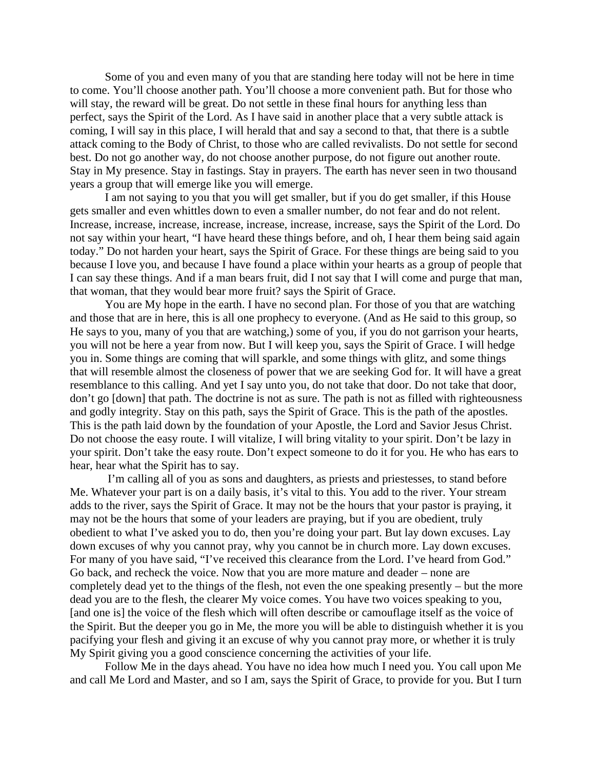Some of you and even many of you that are standing here today will not be here in time to come. You'll choose another path. You'll choose a more convenient path. But for those who will stay, the reward will be great. Do not settle in these final hours for anything less than perfect, says the Spirit of the Lord. As I have said in another place that a very subtle attack is coming, I will say in this place, I will herald that and say a second to that, that there is a subtle attack coming to the Body of Christ, to those who are called revivalists. Do not settle for second best. Do not go another way, do not choose another purpose, do not figure out another route. Stay in My presence. Stay in fastings. Stay in prayers. The earth has never seen in two thousand years a group that will emerge like you will emerge.

I am not saying to you that you will get smaller, but if you do get smaller, if this House gets smaller and even whittles down to even a smaller number, do not fear and do not relent. Increase, increase, increase, increase, increase, increase, increase, says the Spirit of the Lord. Do not say within your heart, "I have heard these things before, and oh, I hear them being said again today." Do not harden your heart, says the Spirit of Grace. For these things are being said to you because I love you, and because I have found a place within your hearts as a group of people that I can say these things. And if a man bears fruit, did I not say that I will come and purge that man, that woman, that they would bear more fruit? says the Spirit of Grace.

You are My hope in the earth. I have no second plan. For those of you that are watching and those that are in here, this is all one prophecy to everyone. (And as He said to this group, so He says to you, many of you that are watching,) some of you, if you do not garrison your hearts, you will not be here a year from now. But I will keep you, says the Spirit of Grace. I will hedge you in. Some things are coming that will sparkle, and some things with glitz, and some things that will resemble almost the closeness of power that we are seeking God for. It will have a great resemblance to this calling. And yet I say unto you, do not take that door. Do not take that door, don't go [down] that path. The doctrine is not as sure. The path is not as filled with righteousness and godly integrity. Stay on this path, says the Spirit of Grace. This is the path of the apostles. This is the path laid down by the foundation of your Apostle, the Lord and Savior Jesus Christ. Do not choose the easy route. I will vitalize, I will bring vitality to your spirit. Don't be lazy in your spirit. Don't take the easy route. Don't expect someone to do it for you. He who has ears to hear, hear what the Spirit has to say.

I'm calling all of you as sons and daughters, as priests and priestesses, to stand before Me. Whatever your part is on a daily basis, it's vital to this. You add to the river. Your stream adds to the river, says the Spirit of Grace. It may not be the hours that your pastor is praying, it may not be the hours that some of your leaders are praying, but if you are obedient, truly obedient to what I've asked you to do, then you're doing your part. But lay down excuses. Lay down excuses of why you cannot pray, why you cannot be in church more. Lay down excuses. For many of you have said, "I've received this clearance from the Lord. I've heard from God." Go back, and recheck the voice. Now that you are more mature and deader – none are completely dead yet to the things of the flesh, not even the one speaking presently – but the more dead you are to the flesh, the clearer My voice comes. You have two voices speaking to you, [and one is] the voice of the flesh which will often describe or camouflage itself as the voice of the Spirit. But the deeper you go in Me, the more you will be able to distinguish whether it is you pacifying your flesh and giving it an excuse of why you cannot pray more, or whether it is truly My Spirit giving you a good conscience concerning the activities of your life.

Follow Me in the days ahead. You have no idea how much I need you. You call upon Me and call Me Lord and Master, and so I am, says the Spirit of Grace, to provide for you. But I turn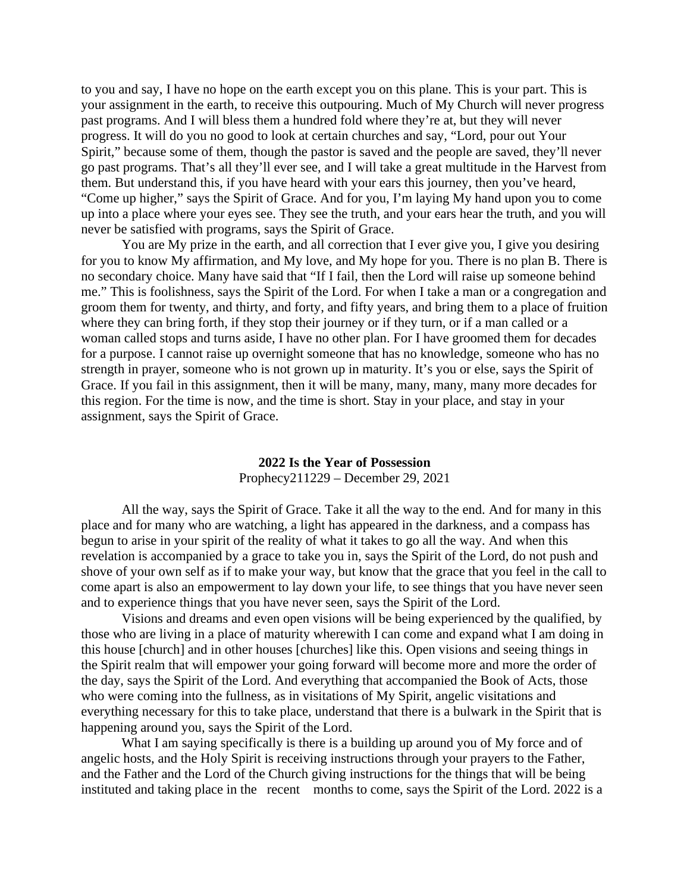to you and say, I have no hope on the earth except you on this plane. This is your part. This is your assignment in the earth, to receive this outpouring. Much of My Church will never progress past programs. And I will bless them a hundred fold where they're at, but they will never progress. It will do you no good to look at certain churches and say, "Lord, pour out Your Spirit," because some of them, though the pastor is saved and the people are saved, they'll never go past programs. That's all they'll ever see, and I will take a great multitude in the Harvest from them. But understand this, if you have heard with your ears this journey, then you've heard, "Come up higher," says the Spirit of Grace. And for you, I'm laying My hand upon you to come up into a place where your eyes see. They see the truth, and your ears hear the truth, and you will never be satisfied with programs, says the Spirit of Grace.

You are My prize in the earth, and all correction that I ever give you, I give you desiring for you to know My affirmation, and My love, and My hope for you. There is no plan B. There is no secondary choice. Many have said that "If I fail, then the Lord will raise up someone behind me." This is foolishness, says the Spirit of the Lord. For when I take a man or a congregation and groom them for twenty, and thirty, and forty, and fifty years, and bring them to a place of fruition where they can bring forth, if they stop their journey or if they turn, or if a man called or a woman called stops and turns aside, I have no other plan. For I have groomed them for decades for a purpose. I cannot raise up overnight someone that has no knowledge, someone who has no strength in prayer, someone who is not grown up in maturity. It's you or else, says the Spirit of Grace. If you fail in this assignment, then it will be many, many, many, many more decades for this region. For the time is now, and the time is short. Stay in your place, and stay in your assignment, says the Spirit of Grace.

## 2022 Is the Year of Possession

Prophecy211229 – December 29, 2021

All the way, says the Spirit of Grace. Take it all the way to the end. And for many in this place and for many who are watching, a light has appeared in the darkness, and a compass has begun to arise in your spirit of the reality of what it takes to go all the way. And when this revelation is accompanied by a grace to take you in, says the Spirit of the Lord, do not push and shove of your own self as if to make your way, but know that the grace that you feel in the call to come apart is also an empowerment to lay down your life, to see things that you have never seen and to experience things that you have never seen, says the Spirit of the Lord.

Visions and dreams and even open visions will be being experienced by the qualified, by those who are living in a place of maturity wherewith I can come and expand what I am doing in this house [church] and in other houses [churches] like this. Open visions and seeing things in the Spirit realm that will empower your going forward will become more and more the order of the day, says the Spirit of the Lord. And everything that accompanied the Book of Acts, those who were coming into the fullness, as in visitations of My Spirit, angelic visitations and everything necessary for this to take place, understand that there is a bulwark in the Spirit that is happening around you, says the Spirit of the Lord.

What I am saying specifically is there is a building up around you of My force and of angelic hosts, and the Holy Spirit is receiving instructions through your prayers to the Father, and the Father and the Lord of the Church giving instructions for the things that will be being instituted and taking place in the recent months to come, says the Spirit of the Lord. 2022 is a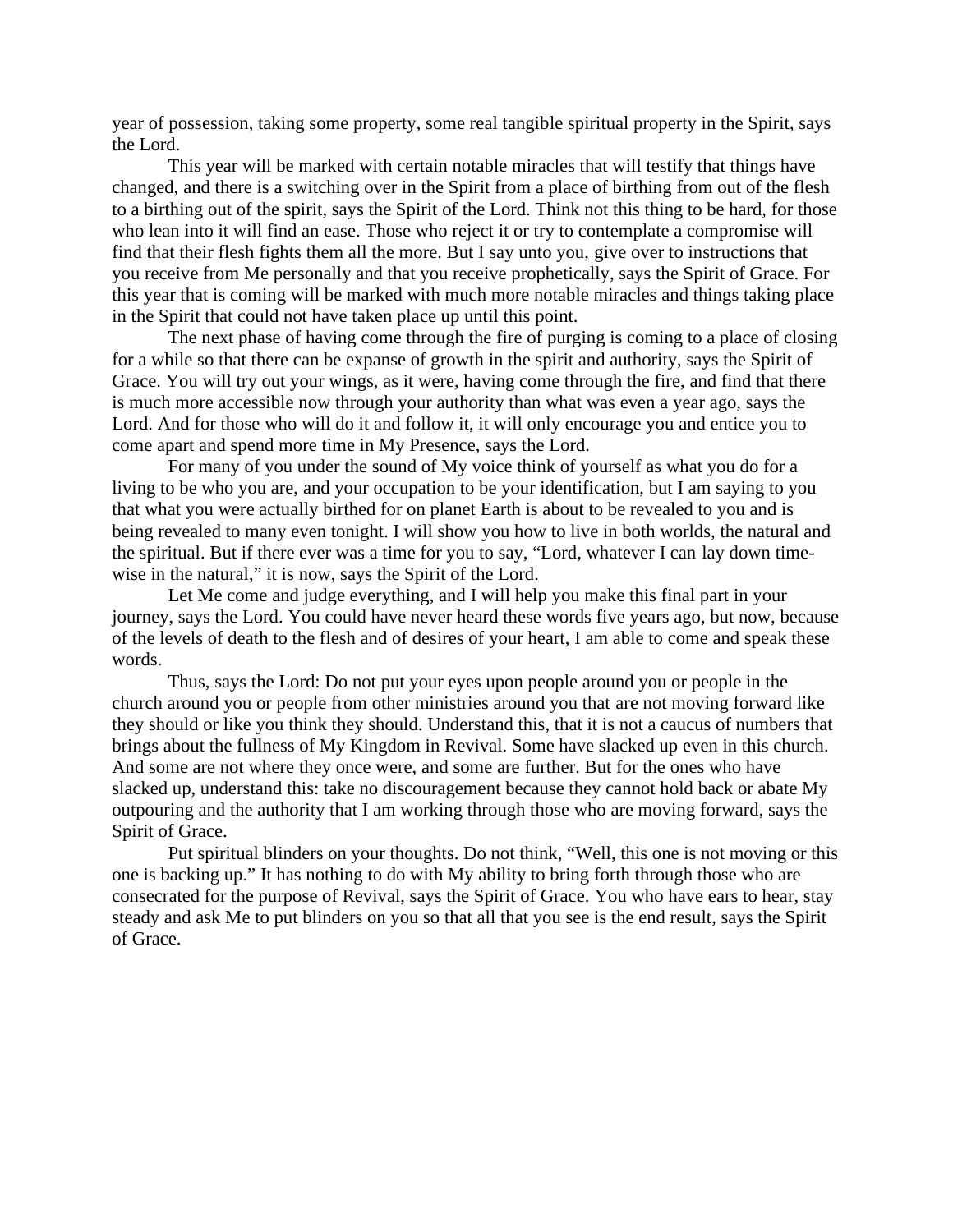year of possession, taking some property, some real tangible spiritual property in the Spirit, says the Lord.

This year will be marked with certain notable miracles that will testify that things have changed, and there is a switching over in the Spirit from a place of birthing from out of the flesh to a birthing out of the spirit, says the Spirit of the Lord. Think not this thing to be hard, for those who lean into it will find an ease. Those who reject it or try to contemplate a compromise will find that their flesh fights them all the more. But I say unto you, give over to instructions that you receive from Me personally and that you receive prophetically, says the Spirit of Grace. For this year that is coming will be marked with much more notable miracles and things taking place in the Spirit that could not have taken place up until this point.

The next phase of having come through the fire of purging is coming to a place of closing for a while so that there can be expanse of growth in the spirit and authority, says the Spirit of Grace. You will try out your wings, as it were, having come through the fire, and find that there is much more accessible now through your authority than what was even a year ago, says the Lord. And for those who will do it and follow it, it will only encourage you and entice you to come apart and spend more time in My Presence, says the Lord.

For many of you under the sound of My voice think of yourself as what you do for a living to be who you are, and your occupation to be your identification, but I am saying to you that what you were actually birthed for on planet Earth is about to be revealed to you and is being revealed to many even tonight. I will show you how to live in both worlds, the natural and the spiritual. But if there ever was a time for you to say, "Lord, whatever I can lay down time-wise in the natural," it is now, says the Spirit of the Lord.

Let Me come and judge everything, and I will help you make this final part in your journey, says the Lord. You could have never heard these words five years ago, but now, because of the levels of death to the flesh and of desires of your heart, I am able to come and speak these words.

Thus, says the Lord: Do not put your eyes upon people around you or people in the church around you or people from other ministries around you that are not moving forward like they should or like you think they should. Understand this, that it is not a caucus of numbers that brings about the fullness of My Kingdom in Revival. Some have slacked up even in this church. And some are not where they once were, and some are further. But for the ones who have slacked up, understand this: take no discouragement because they cannot hold back or abate My outpouring and the authority that I am working through those who are moving forward, says the Spirit of Grace.

Put spiritual blinders on your thoughts. Do not think, "Well, this one is not moving or this one is backing up." It has nothing to do with My ability to bring forth through those who are consecrated for the purpose of Revival, says the Spirit of Grace. You who have ears to hear, stay steady and ask Me to put blinders on you so that all that you see is the end result, says the Spirit of Grace.